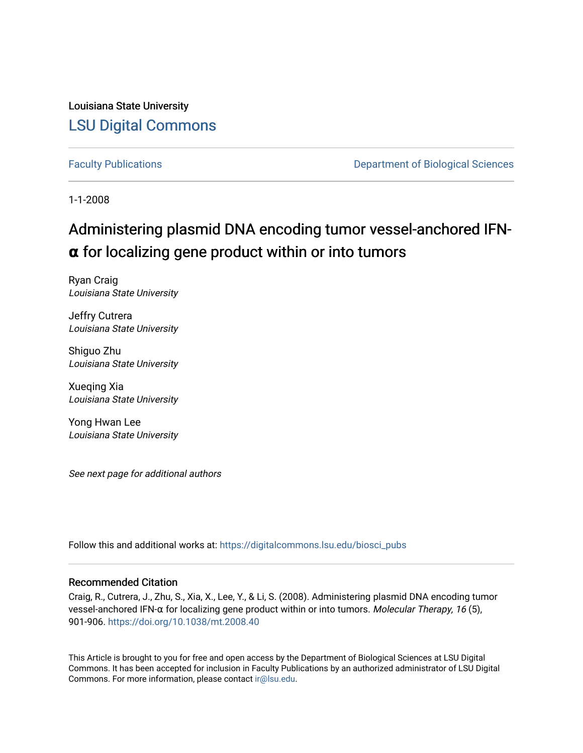Louisiana State University

# LSU Digital Commons

Faculty Publications | Department of Biological Sciences

1-1-2008

# Administering plasmid DNA encoding tumor vessel-anchored IFN-α for localizing gene product within or into tumors

Ryan Craig
*Louisiana State University*

Jeffry Cutrera
*Louisiana State University*

Shiguo Zhu
*Louisiana State University*

Xueqing Xia
*Louisiana State University*

Yong Hwan Lee
*Louisiana State University*

*See next page for additional authors*

Follow this and additional works at: https://digitalcommons.lsu.edu/biosci_pubs

## Recommended Citation

Craig, R., Cutrera, J., Zhu, S., Xia, X., Lee, Y., & Li, S. (2008). Administering plasmid DNA encoding tumor vessel-anchored IFN-α for localizing gene product within or into tumors. *Molecular Therapy, 16* (5), 901-906. https://doi.org/10.1038/mt.2008.40

This Article is brought to you for free and open access by the Department of Biological Sciences at LSU Digital Commons. It has been accepted for inclusion in Faculty Publications by an authorized administrator of LSU Digital Commons. For more information, please contact ir@lsu.edu.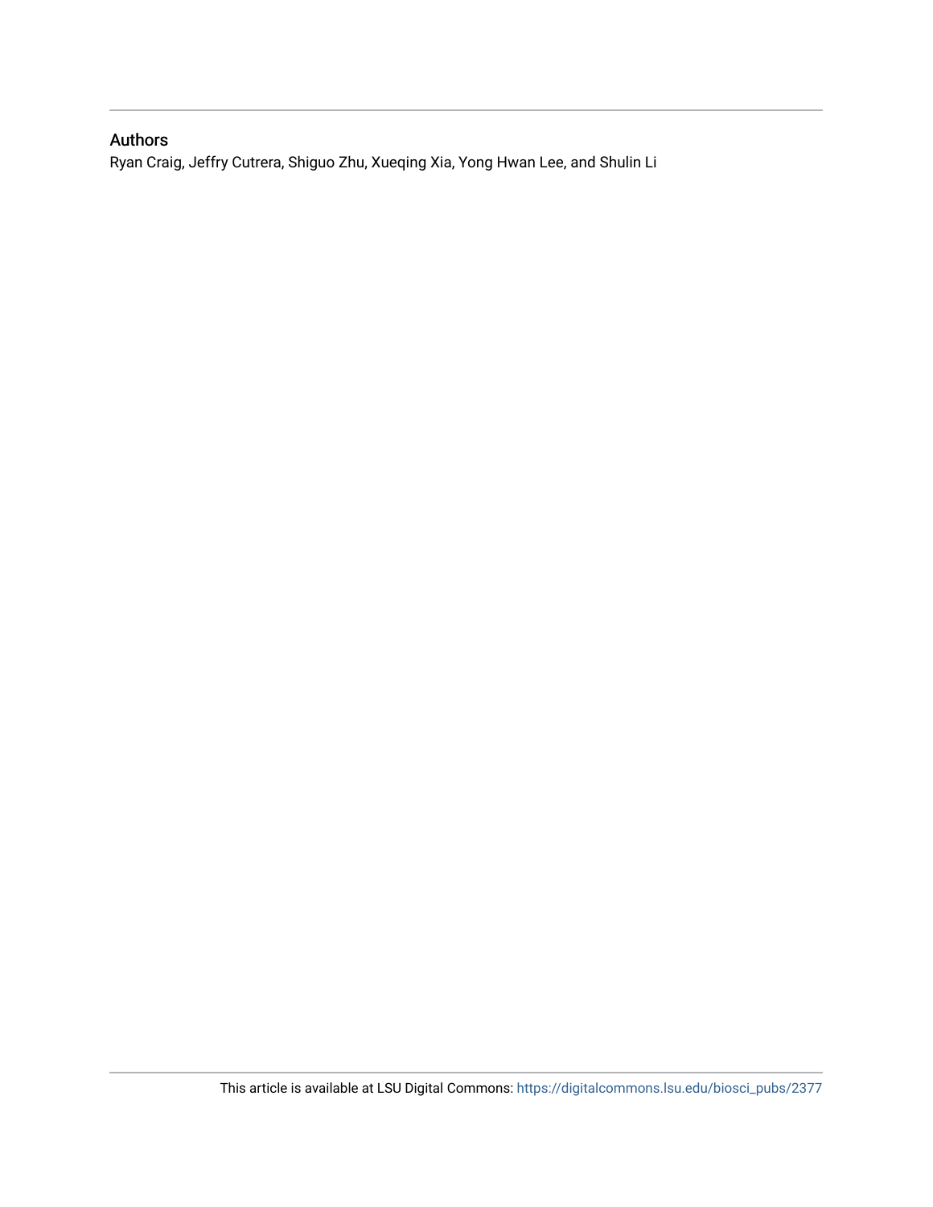## Authors

Ryan Craig, Jeffry Cutrera, Shiguo Zhu, Xueqing Xia, Yong Hwan Lee, and Shulin Li

This article is available at LSU Digital Commons: https://digitalcommons.lsu.edu/biosci_pubs/2377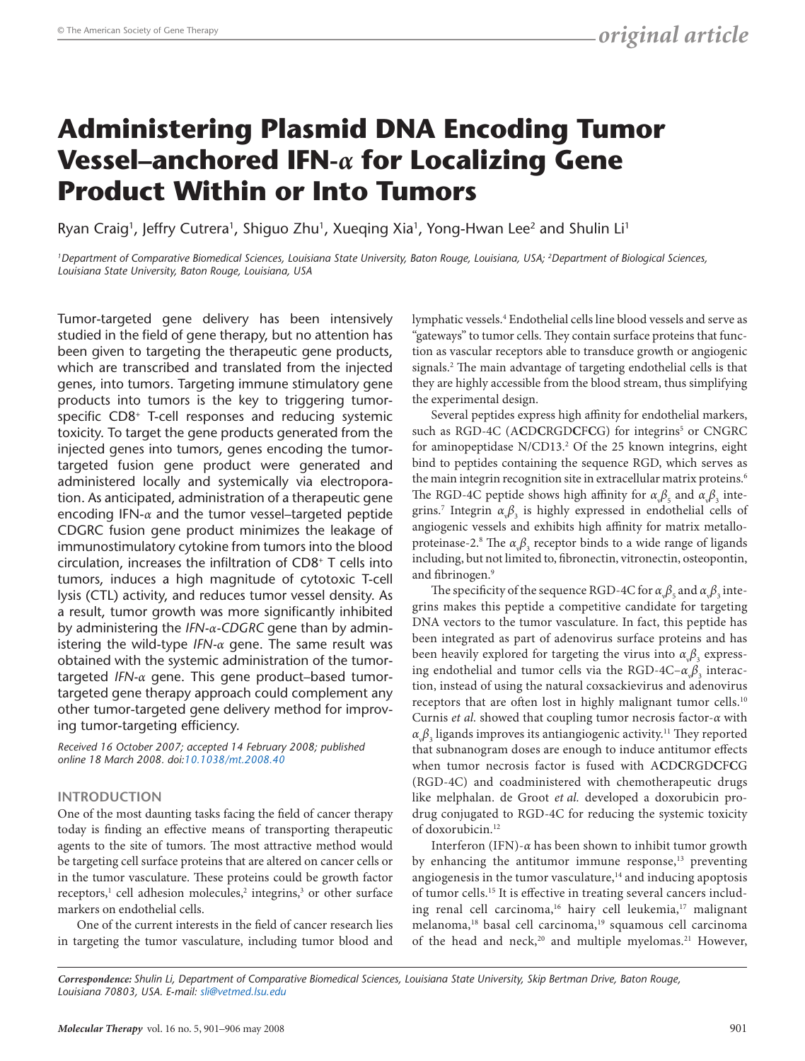# Administering Plasmid DNA Encoding Tumor Vessel–anchored IFN-α for Localizing Gene Product Within or Into Tumors

Ryan Craig[1], Jeffry Cutrera[1], Shiguo Zhu[1], Xueqing Xia[1], Yong-Hwan Lee[2] and Shulin Li[1]

[1]*Department of Comparative Biomedical Sciences, Louisiana State University, Baton Rouge, Louisiana, USA;* [2]*Department of Biological Sciences, Louisiana State University, Baton Rouge, Louisiana, USA*

Tumor-targeted gene delivery has been intensively studied in the field of gene therapy, but no attention has been given to targeting the therapeutic gene products, which are transcribed and translated from the injected genes, into tumors. Targeting immune stimulatory gene products into tumors is the key to triggering tumor-specific $CD8^+$ T-cell responses and reducing systemic toxicity. To target the gene products generated from the injected genes into tumors, genes encoding the tumor-targeted fusion gene product were generated and administered locally and systemically via electroporation. As anticipated, administration of a therapeutic gene encoding IFN-α and the tumor vessel–targeted peptide CDGRC fusion gene product minimizes the leakage of immunostimulatory cytokine from tumors into the blood circulation, increases the infiltration of $CD8^+$ T cells into tumors, induces a high magnitude of cytotoxic T-cell lysis (CTL) activity, and reduces tumor vessel density. As a result, tumor growth was more significantly inhibited by administering the *IFN-α-CDGRC* gene than by administering the wild-type *IFN-α* gene. The same result was obtained with the systemic administration of the tumor-targeted *IFN-α* gene. This gene product–based tumor-targeted gene therapy approach could complement any other tumor-targeted gene delivery method for improving tumor-targeting efficiency.

*Received 16 October 2007; accepted 14 February 2008; published online 18 March 2008. doi:10.1038/mt.2008.40*

## INTRODUCTION

One of the most daunting tasks facing the field of cancer therapy today is finding an effective means of transporting therapeutic agents to the site of tumors. The most attractive method would be targeting cell surface proteins that are altered on cancer cells or in the tumor vasculature. These proteins could be growth factor receptors,[1] cell adhesion molecules,[2] integrins,[3] or other surface markers on endothelial cells.

One of the current interests in the field of cancer research lies in targeting the tumor vasculature, including tumor blood and lymphatic vessels.[4] Endothelial cells line blood vessels and serve as "gateways" to tumor cells. They contain surface proteins that function as vascular receptors able to transduce growth or angiogenic signals.[2] The main advantage of targeting endothelial cells is that they are highly accessible from the blood stream, thus simplifying the experimental design.

Several peptides express high affinity for endothelial markers, such as RGD-4C (A**C**D**C**RGD**C**F**C**G) for integrins[5] or CNGRC for aminopeptidase N/CD13.[2] Of the 25 known integrins, eight bind to peptides containing the sequence RGD, which serves as the main integrin recognition site in extracellular matrix proteins.[6] The RGD-4C peptide shows high affinity for $\alpha_v\beta_5$ and $\alpha_v\beta_3$ integrins.[7] Integrin $\alpha_v\beta_3$ is highly expressed in endothelial cells of angiogenic vessels and exhibits high affinity for matrix metalloproteinase-2.[8] The $\alpha_v\beta_3$ receptor binds to a wide range of ligands including, but not limited to, fibronectin, vitronectin, osteopontin, and fibrinogen.[9]

The specificity of the sequence RGD-4C for $\alpha_v\beta_5$ and $\alpha_v\beta_3$ integrins makes this peptide a competitive candidate for targeting DNA vectors to the tumor vasculature. In fact, this peptide has been integrated as part of adenovirus surface proteins and has been heavily explored for targeting the virus into $\alpha_v\beta_3$ expressing endothelial and tumor cells via the RGD-4C–$\alpha_v\beta_3$ interaction, instead of using the natural coxsackievirus and adenovirus receptors that are often lost in highly malignant tumor cells.[10] Curnis *et al.* showed that coupling tumor necrosis factor-α with $\alpha_v\beta_3$ ligands improves its antiangiogenic activity.[11] They reported that subnanogram doses are enough to induce antitumor effects when tumor necrosis factor is fused with A**C**D**C**RGD**C**F**C**G (RGD-4C) and coadministered with chemotherapeutic drugs like melphalan. de Groot *et al.* developed a doxorubicin prodrug conjugated to RGD-4C for reducing the systemic toxicity of doxorubicin.[12]

Interferon (IFN)-α has been shown to inhibit tumor growth by enhancing the antitumor immune response,[13] preventing angiogenesis in the tumor vasculature,[14] and inducing apoptosis of tumor cells.[15] It is effective in treating several cancers including renal cell carcinoma,[16] hairy cell leukemia,[17] malignant melanoma,[18] basal cell carcinoma,[19] squamous cell carcinoma of the head and neck,[20] and multiple myelomas.[21] However,

*Correspondence:* *Shulin Li, Department of Comparative Biomedical Sciences, Louisiana State University, Skip Bertman Drive, Baton Rouge, Louisiana 70803, USA. E-mail: sli@vetmed.lsu.edu*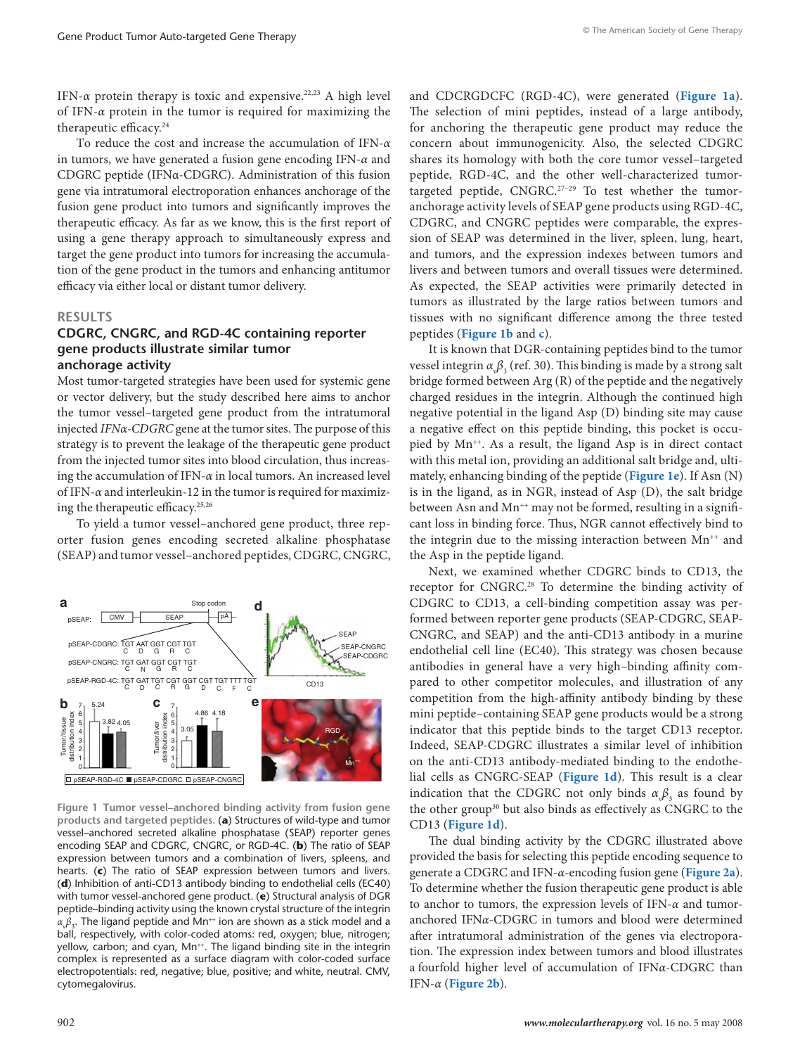IFN-α protein therapy is toxic and expensive.[22,23] A high level of IFN-α protein in the tumor is required for maximizing the therapeutic efficacy.[24]

To reduce the cost and increase the accumulation of IFN-α in tumors, we have generated a fusion gene encoding IFN-α and CDGRC peptide (IFNα-CDGRC). Administration of this fusion gene via intratumoral electroporation enhances anchorage of the fusion gene product into tumors and significantly improves the therapeutic efficacy. As far as we know, this is the first report of using a gene therapy approach to simultaneously express and target the gene product into tumors for increasing the accumulation of the gene product in the tumors and enhancing antitumor efficacy via either local or distant tumor delivery.

## RESULTS

### CDGRC, CNGRC, and RGD-4C containing reporter gene products illustrate similar tumor anchorage activity

Most tumor-targeted strategies have been used for systemic gene or vector delivery, but the study described here aims to anchor the tumor vessel–targeted gene product from the intratumoral injected *IFNα-CDGRC* gene at the tumor sites. The purpose of this strategy is to prevent the leakage of the therapeutic gene product from the injected tumor sites into blood circulation, thus increasing the accumulation of IFN-α in local tumors. An increased level of IFN-α and interleukin-12 in the tumor is required for maximizing the therapeutic efficacy.[25,26]

To yield a tumor vessel–anchored gene product, three reporter fusion genes encoding secreted alkaline phosphatase (SEAP) and tumor vessel–anchored peptides, CDGRC, CNGRC, and CDCRGDCFC (RGD-4C), were generated (**Figure 1a**). The selection of mini peptides, instead of a large antibody, for anchoring the therapeutic gene product may reduce the concern about immunogenicity. Also, the selected CDGRC shares its homology with both the core tumor vessel–targeted peptide, RGD-4C, and the other well-characterized tumor-targeted peptide, CNGRC.[27–29] To test whether the tumor-anchorage activity levels of SEAP gene products using RGD-4C, CDGRC, and CNGRC peptides were comparable, the expression of SEAP was determined in the liver, spleen, lung, heart, and tumors, and the expression indexes between tumors and livers and between tumors and overall tissues were determined. As expected, the SEAP activities were primarily detected in tumors as illustrated by the large ratios between tumors and tissues with no significant difference among the three tested peptides (**Figure 1b** and **c**).

It is known that DGR-containing peptides bind to the tumor vessel integrin $\alpha_v\beta_3$ (ref. 30). This binding is made by a strong salt bridge formed between Arg (R) of the peptide and the negatively charged residues in the integrin. Although the continued high negative potential in the ligand Asp (D) binding site may cause a negative effect on this peptide binding, this pocket is occupied by $Mn^{++}$. As a result, the ligand Asp is in direct contact with this metal ion, providing an additional salt bridge and, ultimately, enhancing binding of the peptide (**Figure 1e**). If Asn (N) is in the ligand, as in NGR, instead of Asp (D), the salt bridge between Asn and $Mn^{++}$ may not be formed, resulting in a significant loss in binding force. Thus, NGR cannot effectively bind to the integrin due to the missing interaction between $Mn^{++}$ and the Asp in the peptide ligand.

Next, we examined whether CDGRC binds to CD13, the receptor for CNGRC.[28] To determine the binding activity of CDGRC to CD13, a cell-binding competition assay was performed between reporter gene products (SEAP-CDGRC, SEAP-CNGRC, and SEAP) and the anti-CD13 antibody in a murine endothelial cell line (EC40). This strategy was chosen because antibodies in general have a very high–binding affinity compared to other competitor molecules, and illustration of any competition from the high-affinity antibody binding by these mini peptide–containing SEAP gene products would be a strong indicator that this peptide binds to the target CD13 receptor. Indeed, SEAP-CDGRC illustrates a similar level of inhibition on the anti-CD13 antibody-mediated binding to the endothelial cells as CNGRC-SEAP (**Figure 1d**). This result is a clear indication that the CDGRC not only binds $\alpha_v\beta_3$ as found by the other group[30] but also binds as effectively as CNGRC to the CD13 (**Figure 1d**).

The dual binding activity by the CDGRC illustrated above provided the basis for selecting this peptide encoding sequence to generate a CDGRC and IFN-α-encoding fusion gene (**Figure 2a**). To determine whether the fusion therapeutic gene product is able to anchor to tumors, the expression levels of IFN-α and tumor-anchored IFNα-CDGRC in tumors and blood were determined after intratumoral administration of the genes via electroporation. The expression index between tumors and blood illustrates a fourfold higher level of accumulation of IFNα-CDGRC than IFN-α (**Figure 2b**).

**Figure 1 Tumor vessel–anchored binding activity from fusion gene products and targeted peptides.** (**a**) Structures of wild-type and tumor vessel–anchored secreted alkaline phosphatase (SEAP) reporter genes encoding SEAP and CDGRC, CNGRC, or RGD-4C. (**b**) The ratio of SEAP expression between tumors and a combination of livers, spleens, and hearts. (**c**) The ratio of SEAP expression between tumors and livers. (**d**) Inhibition of anti-CD13 antibody binding to endothelial cells (EC40) with tumor vessel-anchored gene product. (**e**) Structural analysis of DGR peptide–binding activity using the known crystal structure of the integrin $\alpha_v\beta_3$. The ligand peptide and $Mn^{++}$ ion are shown as a stick model and a ball, respectively, with color-coded atoms: red, oxygen; blue, nitrogen; yellow, carbon; and cyan, $Mn^{++}$. The ligand binding site in the integrin complex is represented as a surface diagram with color-coded surface electropotentials: red, negative; blue, positive; and white, neutral. CMV, cytomegalovirus.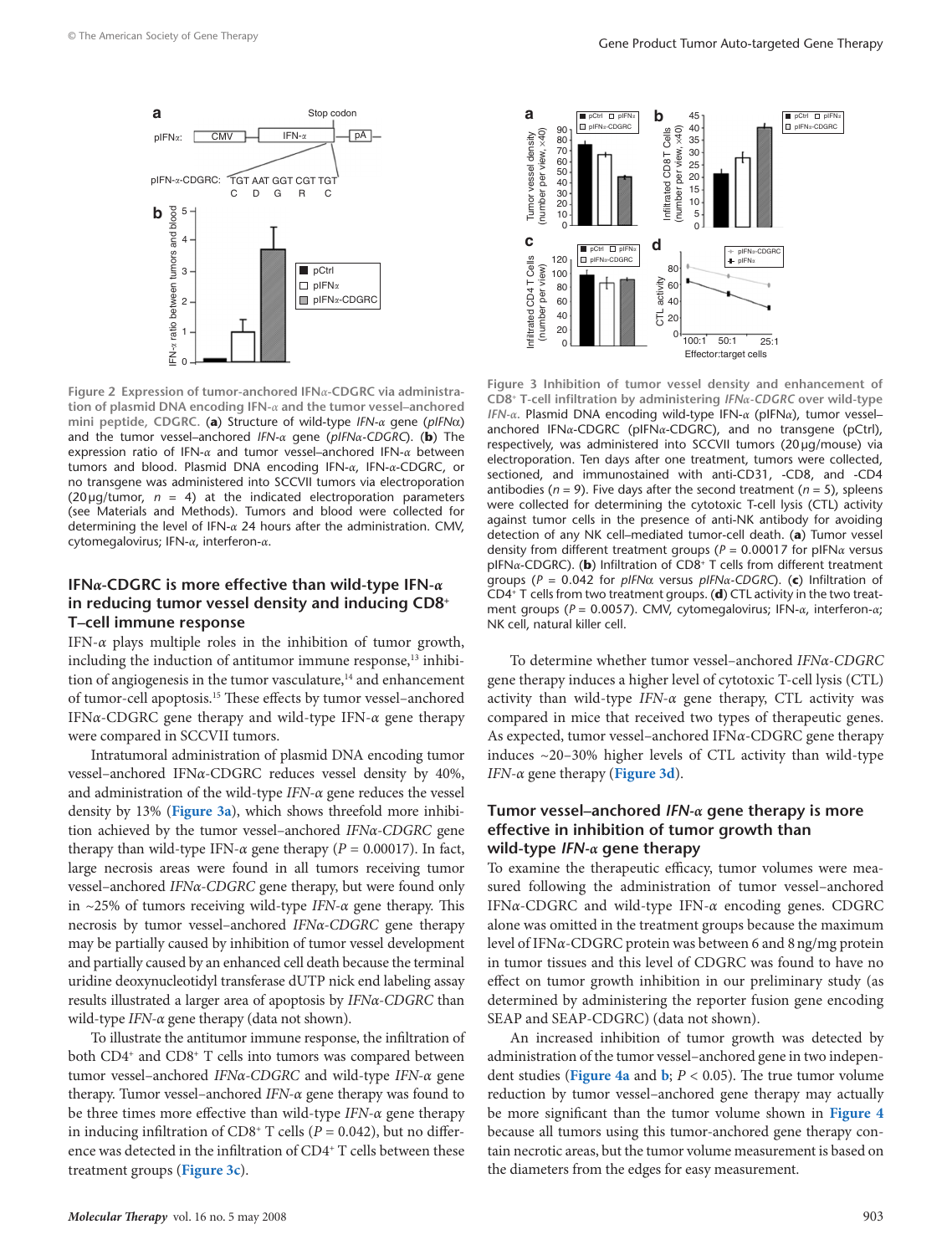Figure 2 Expression of tumor-anchored IFNα-CDGRC via administration of plasmid DNA encoding IFN-α and the tumor vessel–anchored mini peptide, CDGRC. (**a**) Structure of wild-type *IFN-α* gene (*pIFNα*) and the tumor vessel–anchored *IFN-α* gene (*pIFNα-CDGRC*). (**b**) The expression ratio of IFN-α and tumor vessel–anchored IFN-α between tumors and blood. Plasmid DNA encoding IFN-α, IFN-α-CDGRC, or no transgene was administered into SCCVII tumors via electroporation (20 μg/tumor, $n$ = 4) at the indicated electroporation parameters (see Materials and Methods). Tumors and blood were collected for determining the level of IFN-α 24 hours after the administration. CMV, cytomegalovirus; IFN-α, interferon-α.

### IFNα-CDGRC is more effective than wild-type IFN-α in reducing tumor vessel density and inducing CD8+ T–cell immune response

IFN-α plays multiple roles in the inhibition of tumor growth, including the induction of antitumor immune response,[13] inhibition of angiogenesis in the tumor vasculature,[14] and enhancement of tumor-cell apoptosis.[15] These effects by tumor vessel–anchored IFNα-CDGRC gene therapy and wild-type IFN-α gene therapy were compared in SCCVII tumors.

Intratumoral administration of plasmid DNA encoding tumor vessel–anchored IFNα-CDGRC reduces vessel density by 40%, and administration of the wild-type *IFN-α* gene reduces the vessel density by 13% (**Figure 3a**), which shows threefold more inhibition achieved by the tumor vessel–anchored *IFNα-CDGRC* gene therapy than wild-type IFN-α gene therapy ($P$ = 0.00017). In fact, large necrosis areas were found in all tumors receiving tumor vessel–anchored *IFNα-CDGRC* gene therapy, but were found only in ~25% of tumors receiving wild-type *IFN-α* gene therapy. This necrosis by tumor vessel–anchored *IFNα-CDGRC* gene therapy may be partially caused by inhibition of tumor vessel development and partially caused by an enhanced cell death because the terminal uridine deoxynucleotidyl transferase dUTP nick end labeling assay results illustrated a larger area of apoptosis by *IFNα-CDGRC* than wild-type *IFN-α* gene therapy (data not shown).

To illustrate the antitumor immune response, the infiltration of both CD4+ and CD8+ T cells into tumors was compared between tumor vessel–anchored *IFNα-CDGRC* and wild-type *IFN-α* gene therapy. Tumor vessel–anchored *IFN-α* gene therapy was found to be three times more effective than wild-type *IFN-α* gene therapy in inducing infiltration of CD8+ T cells ($P$ = 0.042), but no difference was detected in the infiltration of CD4+ T cells between these treatment groups (**Figure 3c**).

Figure 3 Inhibition of tumor vessel density and enhancement of CD8+ T-cell infiltration by administering *IFNα-CDGRC* over wild-type *IFN-α*. Plasmid DNA encoding wild-type IFN-α (pIFNα), tumor vessel–anchored IFNα-CDGRC (pIFNα-CDGRC), and no transgene (pCtrl), respectively, was administered into SCCVII tumors (20 μg/mouse) via electroporation. Ten days after one treatment, tumors were collected, sectioned, and immunostained with anti-CD31, -CD8, and -CD4 antibodies ($n$ = 9). Five days after the second treatment ($n$ = 5), spleens were collected for determining the cytotoxic T-cell lysis (CTL) activity against tumor cells in the presence of anti-NK antibody for avoiding detection of any NK cell–mediated tumor-cell death. (**a**) Tumor vessel density from different treatment groups ($P$ = 0.00017 for pIFNα versus pIFNα-CDGRC). (**b**) Infiltration of CD8+ T cells from different treatment groups ($P$ = 0.042 for *pIFNα* versus *pIFNα-CDGRC*). (**c**) Infiltration of CD4+ T cells from two treatment groups. (**d**) CTL activity in the two treatment groups ($P$ = 0.0057). CMV, cytomegalovirus; IFN-α, interferon-α; NK cell, natural killer cell.

To determine whether tumor vessel–anchored *IFNα-CDGRC* gene therapy induces a higher level of cytotoxic T-cell lysis (CTL) activity than wild-type *IFN-α* gene therapy, CTL activity was compared in mice that received two types of therapeutic genes. As expected, tumor vessel–anchored IFNα-CDGRC gene therapy induces ~20–30% higher levels of CTL activity than wild-type *IFN-α* gene therapy (**Figure 3d**).

### Tumor vessel–anchored *IFN-α* gene therapy is more effective in inhibition of tumor growth than wild-type *IFN-α* gene therapy

To examine the therapeutic efficacy, tumor volumes were measured following the administration of tumor vessel–anchored IFNα-CDGRC and wild-type IFN-α encoding genes. CDGRC alone was omitted in the treatment groups because the maximum level of IFNα-CDGRC protein was between 6 and 8 ng/mg protein in tumor tissues and this level of CDGRC was found to have no effect on tumor growth inhibition in our preliminary study (as determined by administering the reporter fusion gene encoding SEAP and SEAP-CDGRC) (data not shown).

An increased inhibition of tumor growth was detected by administration of the tumor vessel–anchored gene in two independent studies (**Figure 4a** and **b**; $P$ < 0.05). The true tumor volume reduction by tumor vessel–anchored gene therapy may actually be more significant than the tumor volume shown in **Figure 4** because all tumors using this tumor-anchored gene therapy contain necrotic areas, but the tumor volume measurement is based on the diameters from the edges for easy measurement.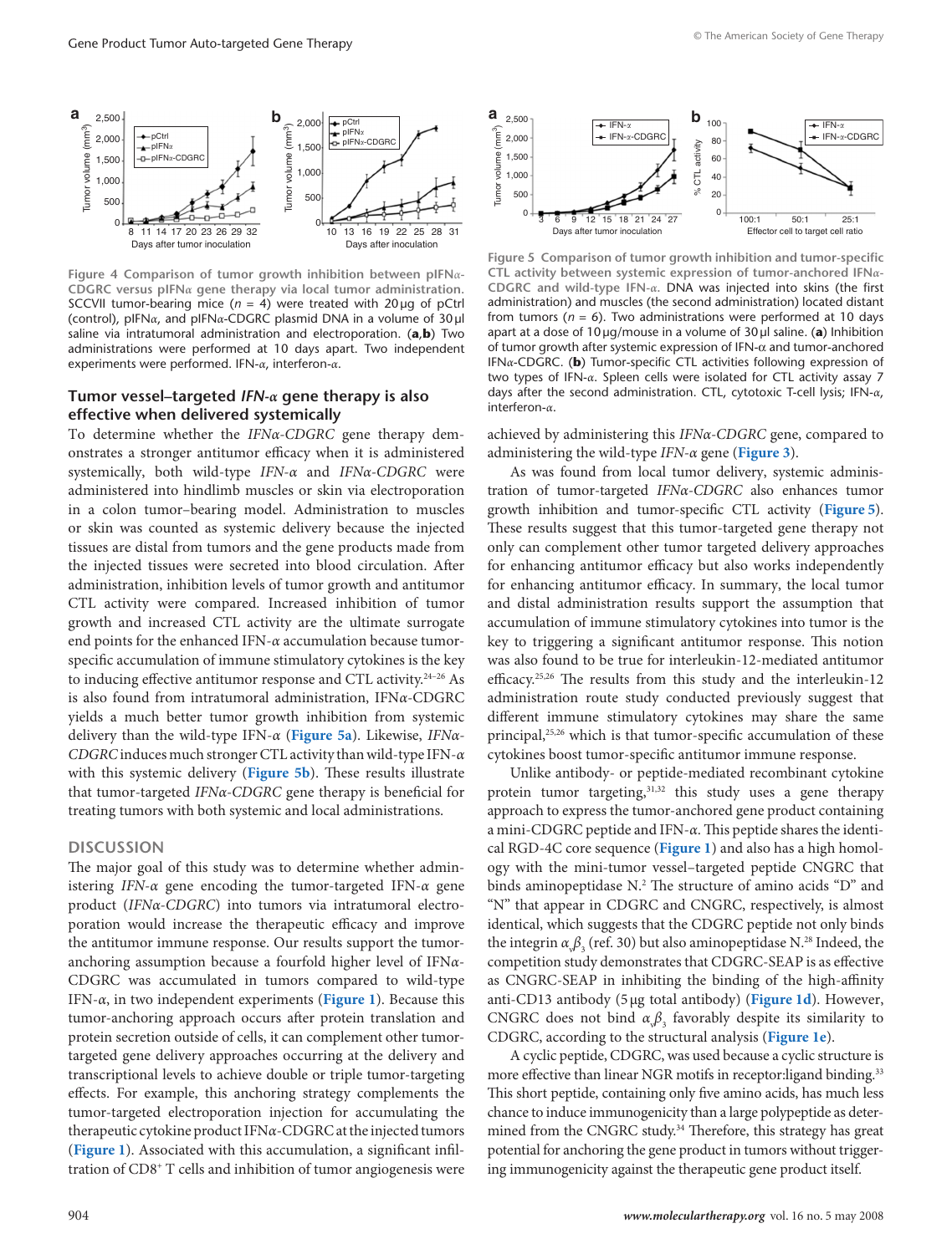Figure 4 Comparison of tumor growth inhibition between pIFNα-CDGRC versus pIFNα gene therapy via local tumor administration. SCCVII tumor-bearing mice ($n = 4$) were treated with 20 µg of pCtrl (control), pIFNα, and pIFNα-CDGRC plasmid DNA in a volume of 30 µl saline via intratumoral administration and electroporation. (**a**,**b**) Two administrations were performed at 10 days apart. Two independent experiments were performed. IFN-α, interferon-α.

### Tumor vessel–targeted *IFN-α* gene therapy is also effective when delivered systemically

To determine whether the *IFNα-CDGRC* gene therapy demonstrates a stronger antitumor efficacy when it is administered systemically, both wild-type *IFN-α* and *IFNα-CDGRC* were administered into hindlimb muscles or skin via electroporation in a colon tumor–bearing model. Administration to muscles or skin was counted as systemic delivery because the injected tissues are distal from tumors and the gene products made from the injected tissues were secreted into blood circulation. After administration, inhibition levels of tumor growth and antitumor CTL activity were compared. Increased inhibition of tumor growth and increased CTL activity are the ultimate surrogate end points for the enhanced IFN-*α* accumulation because tumor-specific accumulation of immune stimulatory cytokines is the key to inducing effective antitumor response and CTL activity.[24–26] As is also found from intratumoral administration, IFNα-CDGRC yields a much better tumor growth inhibition from systemic delivery than the wild-type IFN-*α* (**Figure 5a**). Likewise, *IFNα-CDGRC* induces much stronger CTL activity than wild-type IFN-*α* with this systemic delivery (**Figure 5b**). These results illustrate that tumor-targeted *IFNα-CDGRC* gene therapy is beneficial for treating tumors with both systemic and local administrations.

## DISCUSSION

The major goal of this study was to determine whether administering *IFN-α* gene encoding the tumor-targeted IFN-*α* gene product (*IFNα-CDGRC*) into tumors via intratumoral electroporation would increase the therapeutic efficacy and improve the antitumor immune response. Our results support the tumor-anchoring assumption because a fourfold higher level of IFNα-CDGRC was accumulated in tumors compared to wild-type IFN-*α*, in two independent experiments (**Figure 1**). Because this tumor-anchoring approach occurs after protein translation and protein secretion outside of cells, it can complement other tumor-targeted gene delivery approaches occurring at the delivery and transcriptional levels to achieve double or triple tumor-targeting effects. For example, this anchoring strategy complements the tumor-targeted electroporation injection for accumulating the therapeutic cytokine product IFNα-CDGRC at the injected tumors (**Figure 1**). Associated with this accumulation, a significant infiltration of CD8$^+$ T cells and inhibition of tumor angiogenesis were achieved by administering this *IFNα-CDGRC* gene, compared to administering the wild-type *IFN-α* gene (**Figure 3**).

Figure 5 Comparison of tumor growth inhibition and tumor-specific CTL activity between systemic expression of tumor-anchored IFNα-CDGRC and wild-type IFN-α. DNA was injected into skins (the first administration) and muscles (the second administration) located distant from tumors ($n = 6$). Two administrations were performed at 10 days apart at a dose of 10 µg/mouse in a volume of 30 µl saline. (**a**) Inhibition of tumor growth after systemic expression of IFN-α and tumor-anchored IFNα-CDGRC. (**b**) Tumor-specific CTL activities following expression of two types of IFN-α. Spleen cells were isolated for CTL activity assay 7 days after the second administration. CTL, cytotoxic T-cell lysis; IFN-α, interferon-α.

As was found from local tumor delivery, systemic administration of tumor-targeted *IFNα-CDGRC* also enhances tumor growth inhibition and tumor-specific CTL activity (**Figure 5**). These results suggest that this tumor-targeted gene therapy not only can complement other tumor targeted delivery approaches for enhancing antitumor efficacy but also works independently for enhancing antitumor efficacy. In summary, the local tumor and distal administration results support the assumption that accumulation of immune stimulatory cytokines into tumor is the key to triggering a significant antitumor response. This notion was also found to be true for interleukin-12-mediated antitumor efficacy.[25,26] The results from this study and the interleukin-12 administration route study conducted previously suggest that different immune stimulatory cytokines may share the same principal,[25,26] which is that tumor-specific accumulation of these cytokines boost tumor-specific antitumor immune response.

Unlike antibody- or peptide-mediated recombinant cytokine protein tumor targeting,[31,32] this study uses a gene therapy approach to express the tumor-anchored gene product containing a mini-CDGRC peptide and IFN-α. This peptide shares the identical RGD-4C core sequence (**Figure 1**) and also has a high homology with the mini-tumor vessel–targeted peptide CNGRC that binds aminopeptidase N.[2] The structure of amino acids "D" and "N" that appear in CDGRC and CNGRC, respectively, is almost identical, which suggests that the CDGRC peptide not only binds the integrin $\alpha_v\beta_3$ (ref. 30) but also aminopeptidase N.[28] Indeed, the competition study demonstrates that CDGRC-SEAP is as effective as CNGRC-SEAP in inhibiting the binding of the high-affinity anti-CD13 antibody (5 µg total antibody) (**Figure 1d**). However, CNGRC does not bind $\alpha_v\beta_3$ favorably despite its similarity to CDGRC, according to the structural analysis (**Figure 1e**).

A cyclic peptide, CDGRC, was used because a cyclic structure is more effective than linear NGR motifs in receptor:ligand binding.[33] This short peptide, containing only five amino acids, has much less chance to induce immunogenicity than a large polypeptide as determined from the CNGRC study.[34] Therefore, this strategy has great potential for anchoring the gene product in tumors without triggering immunogenicity against the therapeutic gene product itself.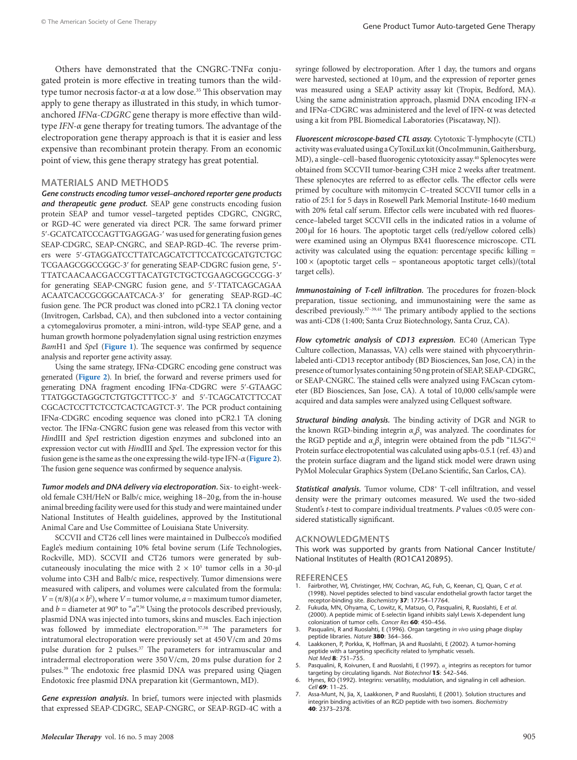Others have demonstrated that the CNGRC-TNF$\alpha$ conjugated protein is more effective in treating tumors than the wild-type tumor necrosis factor-$\alpha$ at a low dose.[35] This observation may apply to gene therapy as illustrated in this study, in which tumor-anchored *IFNα-CDGRC* gene therapy is more effective than wild-type *IFN-α* gene therapy for treating tumors. The advantage of the electroporation gene therapy approach is that it is easier and less expensive than recombinant protein therapy. From an economic point of view, this gene therapy strategy has great potential.

## MATERIALS AND METHODS

***Gene constructs encoding tumor vessel–anchored reporter gene products and therapeutic gene product.*** SEAP gene constructs encoding fusion protein SEAP and tumor vessel–targeted peptides CDGRC, CNGRC, or RGD-4C were generated via direct PCR. The same forward primer 5′-GCATCATCCCAGTTGAGGAG-′ was used for generating fusion genes SEAP-CDGRC, SEAP-CNGRC, and SEAP-RGD-4C. The reverse primers were 5′-GTAGGATCCTTATCAGCATCTTCCATCGCATGTCTGCTCGAAGCGGCCGGC-3′ for generating SEAP-CDGRC fusion gene, 5′-TTATCAACAACGACCGTTACATGTCTGCTCGAAGCGGCCGG-3′ for generating SEAP-CNGRC fusion gene, and 5′-TTATCAGCAGAAACAATCACCGCGGCAATCACA-3′ for generating SEAP-RGD-4C fusion gene. The PCR product was cloned into pCR2.1 TA cloning vector (Invitrogen, Carlsbad, CA), and then subcloned into a vector containing a cytomegalovirus promoter, a mini-intron, wild-type SEAP gene, and a human growth hormone polyadenylation signal using restriction enzymes *Bam*H1 and *Spe*I (**Figure 1**). The sequence was confirmed by sequence analysis and reporter gene activity assay.

Using the same strategy, IFN$\alpha$-CDGRC encoding gene construct was generated (**Figure 2**). In brief, the forward and reverse primers used for generating DNA fragment encoding IFN$\alpha$-CDGRC were 5′-GTAAGCTTATGGCTAGGCTCTGTGCTTTCC-3′ and 5′-TCAGCATCTTCCATCGCACTCCTTCTCCTCACTCAGTCT-3′. The PCR product containing IFN$\alpha$-CDGRC encoding sequence was cloned into pCR2.1 TA cloning vector. The IFN$\alpha$-CNGRC fusion gene was released from this vector with *Hin*dIII and *Spe*I restriction digestion enzymes and subcloned into an expression vector cut with *Hin*dIII and *Spe*I. The expression vector for this fusion gene is the same as the one expressing the wild-type IFN-$\alpha$ (**Figure 2**). The fusion gene sequence was confirmed by sequence analysis.

***Tumor models and DNA delivery via electroporation.*** Six- to eight-week-old female C3H/HeN or Balb/c mice, weighing 18–20 g, from the in-house animal breeding facility were used for this study and were maintained under National Institutes of Health guidelines, approved by the Institutional Animal Care and Use Committee of Louisiana State University.

SCCVII and CT26 cell lines were maintained in Dulbecco's modified Eagle's medium containing 10% fetal bovine serum (Life Technologies, Rockville, MD). SCCVII and CT26 tumors were generated by subcutaneously inoculating the mice with $2 \times 10^5$ tumor cells in a 30-µl volume into C3H and Balb/c mice, respectively. Tumor dimensions were measured with calipers, and volumes were calculated from the formula: $V = (\pi/8)(a \times b^2)$, where $V$ = tumor volume, $a$ = maximum tumor diameter, and $b$ = diameter at 90° to "$a$".[36] Using the protocols described previously, plasmid DNA was injected into tumors, skins and muscles. Each injection was followed by immediate electroporation.[37,38] The parameters for intratumoral electroporation were previously set at 450 V/cm and 20 ms pulse duration for 2 pulses.[37] The parameters for intramuscular and intradermal electroporation were 350 V/cm, 20 ms pulse duration for 2 pulses.[39] The endotoxic free plasmid DNA was prepared using Qiagen Endotoxic free plasmid DNA preparation kit (Germantown, MD).

***Gene expression analysis.*** In brief, tumors were injected with plasmids that expressed SEAP-CDGRC, SEAP-CNGRC, or SEAP-RGD-4C with a syringe followed by electroporation. After 1 day, the tumors and organs were harvested, sectioned at 10 µm, and the expression of reporter genes was measured using a SEAP activity assay kit (Tropix, Bedford, MA). Using the same administration approach, plasmid DNA encoding IFN-$\alpha$ and IFN$\alpha$-CDGRC was administered and the level of IFN-$\alpha$ was detected using a kit from PBL Biomedical Laboratories (Piscataway, NJ).

***Fluorescent microscope-based CTL assay.*** Cytotoxic T-lymphocyte (CTL) activity was evaluated using a CyToxiLux kit (OncoImmunin, Gaithersburg, MD), a single–cell–based fluorogenic cytotoxicity assay.[40] Splenocytes were obtained from SCCVII tumor-bearing C3H mice 2 weeks after treatment. These splenocytes are referred to as effector cells. The effector cells were primed by coculture with mitomycin C–treated SCCVII tumor cells in a ratio of 25:1 for 5 days in Rosewell Park Memorial Institute-1640 medium with 20% fetal calf serum. Effector cells were incubated with red fluorescence–labeled target SCCVII cells in the indicated ratios in a volume of 200 µl for 16 hours. The apoptotic target cells (red/yellow colored cells) were examined using an Olympus BX41 fluorescence microscope. CTL activity was calculated using the equation: percentage specific killing = 100 × (apoptotic target cells − spontaneous apoptotic target cells)/(total target cells).

***Immunostaining of T-cell infiltration.*** The procedures for frozen-block preparation, tissue sectioning, and immunostaining were the same as described previously.[37–39,41] The primary antibody applied to the sections was anti-CD8 (1:400; Santa Cruz Biotechnology, Santa Cruz, CA).

***Flow cytometric analysis of CD13 expression.*** EC40 (American Type Culture collection, Manassas, VA) cells were stained with phycoerythrin-labeled anti-CD13 receptor antibody (BD Biosciences, San Jose, CA) in the presence of tumor lysates containing 50 ng protein of SEAP, SEAP-CDGRC, or SEAP-CNGRC. The stained cells were analyzed using FACscan cytometer (BD Biosciences, San Jose, CA). A total of 10,000 cells/sample were acquired and data samples were analyzed using Cellquest software.

***Structural binding analysis.*** The binding activity of DGR and NGR to the known RGD-binding integrin $\alpha_v\beta_3$ was analyzed. The coordinates for the RGD peptide and $\alpha_v\beta_3$ integrin were obtained from the pdb "1L5G".[42] Protein surface electropotential was calculated using apbs-0.5.1 (ref. 43) and the protein surface diagram and the ligand stick model were drawn using PyMol Molecular Graphics System (DeLano Scientific, San Carlos, CA).

***Statistical analysis.*** Tumor volume, CD8[+] T-cell infiltration, and vessel density were the primary outcomes measured. We used the two-sided Student's $t$-test to compare individual treatments. $P$ values <0.05 were considered statistically significant.

## ACKNOWLEDGMENTS

This work was supported by grants from National Cancer Institute/National Institutes of Health (RO1CA120895).

## REFERENCES

1. Fairbrother, WJ, Christinger, HW, Cochran, AG, Fuh, G, Keenan, CJ, Quan, C *et al.* (1998). Novel peptides selected to bind vascular endothelial growth factor target the receptor-binding site. *Biochemistry* **37**: 17754–17764.
2. Fukuda, MN, Ohyama, C, Lowitz, K, Matsuo, O, Pasqualini, R, Ruoslahti, E *et al.* (2000). A peptide mimic of E-selectin ligand inhibits sialyl Lewis X-dependent lung colonization of tumor cells. *Cancer Res* **60**: 450–456.
3. Pasqualini, R and Ruoslahti, E (1996). Organ targeting *in vivo* using phage display peptide libraries. *Nature* **380**: 364–366.
4. Laakkonen, P, Porkka, K, Hoffman, JA and Ruoslahti, E (2002). A tumor-homing peptide with a targeting specificity related to lymphatic vessels. *Nat Med* **8**: 751–755.
5. Pasqualini, R, Koivunen, E and Ruoslahti, E (1997). $\alpha_v$ integrins as receptors for tumor targeting by circulating ligands. *Nat Biotechnol* **15**: 542–546.
6. Hynes, RO (1992). Integrins: versatility, modulation, and signaling in cell adhesion. *Cell* **69**: 11–25.
7. Assa-Munt, N, Jia, X, Laakkonen, P and Ruoslahti, E (2001). Solution structures and integrin binding activities of an RGD peptide with two isomers. *Biochemistry* **40**: 2373–2378.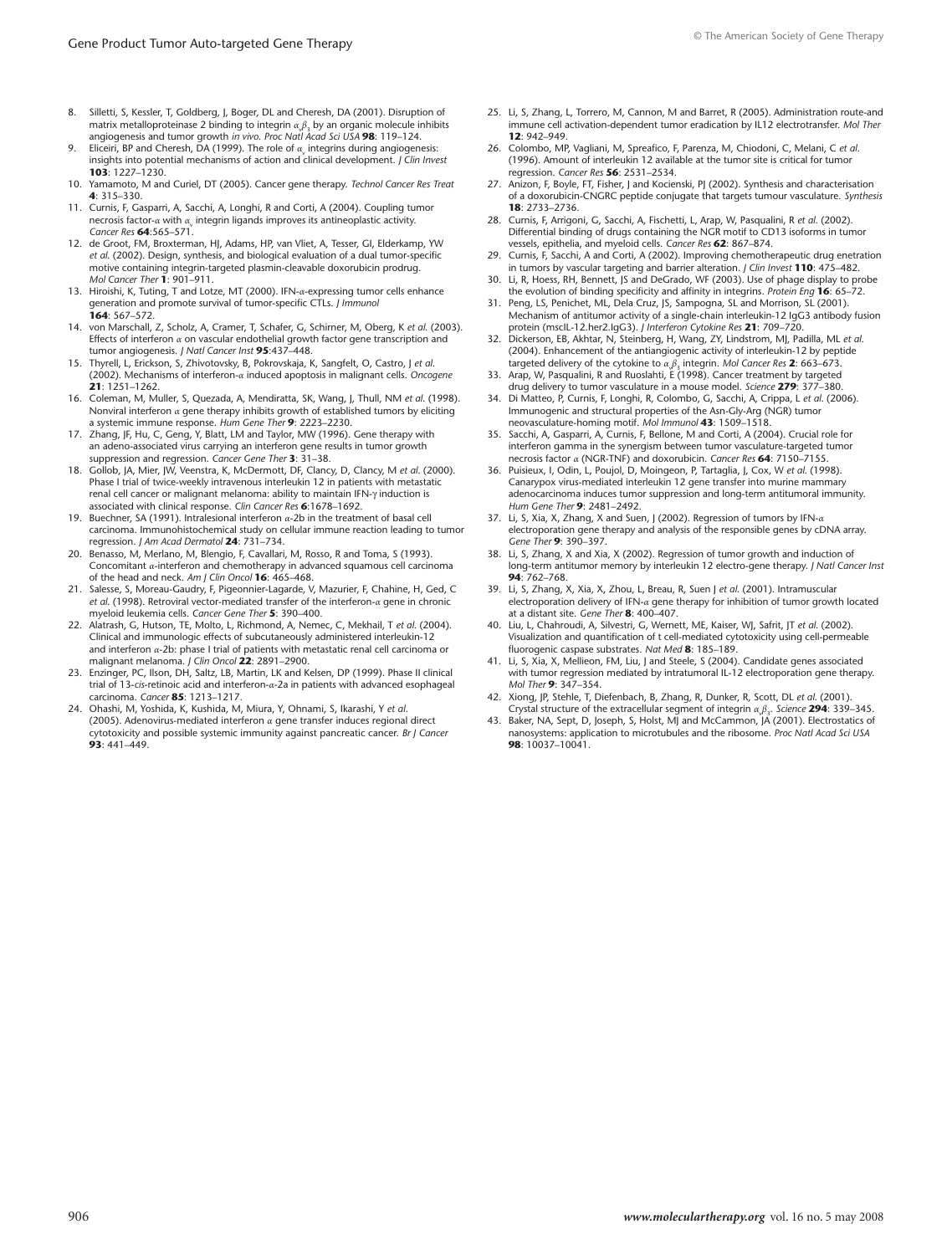8. Silletti, S, Kessler, T, Goldberg, J, Boger, DL and Cheresh, DA (2001). Disruption of matrix metalloproteinase 2 binding to integrin $\alpha_v\beta_3$ by an organic molecule inhibits angiogenesis and tumor growth *in vivo*. *Proc Natl Acad Sci USA* **98**: 119–124.
9. Eliceiri, BP and Cheresh, DA (1999). The role of $\alpha_v$ integrins during angiogenesis: insights into potential mechanisms of action and clinical development. *J Clin Invest* **103**: 1227–1230.
10. Yamamoto, M and Curiel, DT (2005). Cancer gene therapy. *Technol Cancer Res Treat* **4**: 315–330.
11. Curnis, F, Gasparri, A, Sacchi, A, Longhi, R and Corti, A (2004). Coupling tumor necrosis factor-$\alpha$ with $\alpha_v$ integrin ligands improves its antineoplastic activity. *Cancer Res* **64**:565–571.
12. de Groot, FM, Broxterman, HJ, Adams, HP, van Vliet, A, Tesser, GI, Elderkamp, YW *et al.* (2002). Design, synthesis, and biological evaluation of a dual tumor-specific motive containing integrin-targeted plasmin-cleavable doxorubicin prodrug. *Mol Cancer Ther* **1**: 901–911.
13. Hiroishi, K, Tuting, T and Lotze, MT (2000). IFN-$\alpha$-expressing tumor cells enhance generation and promote survival of tumor-specific CTLs. *J Immunol* **164**: 567–572.
14. von Marschall, Z, Scholz, A, Cramer, T, Schafer, G, Schirner, M, Oberg, K *et al.* (2003). Effects of interferon $\alpha$ on vascular endothelial growth factor gene transcription and tumor angiogenesis. *J Natl Cancer Inst* **95**:437–448.
15. Thyrell, L, Erickson, S, Zhivotovsky, B, Pokrovskaja, K, Sangfelt, O, Castro, J *et al.* (2002). Mechanisms of interferon-$\alpha$ induced apoptosis in malignant cells. *Oncogene* **21**: 1251–1262.
16. Coleman, M, Muller, S, Quezada, A, Mendiratta, SK, Wang, J, Thull, NM *et al.* (1998). Nonviral interferon $\alpha$ gene therapy inhibits growth of established tumors by eliciting a systemic immune response. *Hum Gene Ther* **9**: 2223–2230.
17. Zhang, JF, Hu, C, Geng, Y, Blatt, LM and Taylor, MW (1996). Gene therapy with an adeno-associated virus carrying an interferon gene results in tumor growth suppression and regression. *Cancer Gene Ther* **3**: 31–38.
18. Gollob, JA, Mier, JW, Veenstra, K, McDermott, DF, Clancy, D, Clancy, M *et al.* (2000). Phase I trial of twice-weekly intravenous interleukin 12 in patients with metastatic renal cell cancer or malignant melanoma: ability to maintain IFN-$\gamma$ induction is associated with clinical response. *Clin Cancer Res* **6**:1678–1692.
19. Buechner, SA (1991). Intralesional interferon $\alpha$-2b in the treatment of basal cell carcinoma. Immunohistochemical study on cellular immune reaction leading to tumor regression. *J Am Acad Dermatol* **24**: 731–734.
20. Benasso, M, Merlano, M, Blengio, F, Cavallari, M, Rosso, R and Toma, S (1993). Concomitant $\alpha$-interferon and chemotherapy in advanced squamous cell carcinoma of the head and neck. *Am J Clin Oncol* **16**: 465–468.
21. Salesse, S, Moreau-Gaudry, F, Pigeonnier-Lagarde, V, Mazurier, F, Chahine, H, Ged, C *et al.* (1998). Retroviral vector-mediated transfer of the interferon-$\alpha$ gene in chronic myeloid leukemia cells. *Cancer Gene Ther* **5**: 390–400.
22. Alatrash, G, Hutson, TE, Molto, L, Richmond, A, Nemec, C, Mekhail, T *et al.* (2004). Clinical and immunologic effects of subcutaneously administered interleukin-12 and interferon $\alpha$-2b: phase I trial of patients with metastatic renal cell carcinoma or malignant melanoma. *J Clin Oncol* **22**: 2891–2900.
23. Enzinger, PC, Ilson, DH, Saltz, LB, Martin, LK and Kelsen, DP (1999). Phase II clinical trial of 13-*cis*-retinoic acid and interferon-$\alpha$-2a in patients with advanced esophageal carcinoma. *Cancer* **85**: 1213–1217.
24. Ohashi, M, Yoshida, K, Kushida, M, Miura, Y, Ohnami, S, Ikarashi, Y *et al.* (2005). Adenovirus-mediated interferon $\alpha$ gene transfer induces regional direct cytotoxicity and possible systemic immunity against pancreatic cancer. *Br J Cancer* **93**: 441–449.
25. Li, S, Zhang, L, Torrero, M, Cannon, M and Barret, R (2005). Administration route-and immune cell activation-dependent tumor eradication by IL12 electrotransfer. *Mol Ther* **12**: 942–949.
26. Colombo, MP, Vagliani, M, Spreafico, F, Parenza, M, Chiodoni, C, Melani, C *et al.* (1996). Amount of interleukin 12 available at the tumor site is critical for tumor regression. *Cancer Res* **56**: 2531–2534.
27. Anizon, F, Boyle, FT, Fisher, J and Kocienski, PJ (2002). Synthesis and characterisation of a doxorubicin-CNGRC peptide conjugate that targets tumour vasculature. *Synthesis* **18**: 2733–2736.
28. Curnis, F, Arrigoni, G, Sacchi, A, Fischetti, L, Arap, W, Pasqualini, R *et al.* (2002). Differential binding of drugs containing the NGR motif to CD13 isoforms in tumor vessels, epithelia, and myeloid cells. *Cancer Res* **62**: 867–874.
29. Curnis, F, Sacchi, A and Corti, A (2002). Improving chemotherapeutic drug enetration in tumors by vascular targeting and barrier alteration. *J Clin Invest* **110**: 475–482.
30. Li, R, Hoess, RH, Bennett, JS and DeGrado, WF (2003). Use of phage display to probe the evolution of binding specificity and affinity in integrins. *Protein Eng* **16**: 65–72.
31. Peng, LS, Penichet, ML, Dela Cruz, JS, Sampogna, SL and Morrison, SL (2001). Mechanism of antitumor activity of a single-chain interleukin-12 IgG3 antibody fusion protein (mscIL-12.her2.IgG3). *J Interferon Cytokine Res* **21**: 709–720.
32. Dickerson, EB, Akhtar, N, Steinberg, H, Wang, ZY, Lindstrom, MJ, Padilla, ML *et al.* (2004). Enhancement of the antiangiogenic activity of interleukin-12 by peptide targeted delivery of the cytokine to $\alpha_v\beta_3$ integrin. *Mol Cancer Res* **2**: 663–673.
33. Arap, W, Pasqualini, R and Ruoslahti, E (1998). Cancer treatment by targeted drug delivery to tumor vasculature in a mouse model. *Science* **279**: 377–380.
34. Di Matteo, P, Curnis, F, Longhi, R, Colombo, G, Sacchi, A, Crippa, L *et al.* (2006). Immunogenic and structural properties of the Asn-Gly-Arg (NGR) tumor neovasculature-homing motif. *Mol Immunol* **43**: 1509–1518.
35. Sacchi, A, Gasparri, A, Curnis, F, Bellone, M and Corti, A (2004). Crucial role for interferon gamma in the synergism between tumor vasculature-targeted tumor necrosis factor $\alpha$ (NGR-TNF) and doxorubicin. *Cancer Res* **64**: 7150–7155.
36. Puisieux, I, Odin, L, Poujol, D, Moingeon, P, Tartaglia, J, Cox, W *et al.* (1998). Canarypox virus-mediated interleukin 12 gene transfer into murine mammary adenocarcinoma induces tumor suppression and long-term antitumoral immunity. *Hum Gene Ther* **9**: 2481–2492.
37. Li, S, Xia, X, Zhang, X and Suen, J (2002). Regression of tumors by IFN-$\alpha$ electroporation gene therapy and analysis of the responsible genes by cDNA array. *Gene Ther* **9**: 390–397.
38. Li, S, Zhang, X and Xia, X (2002). Regression of tumor growth and induction of long-term antitumor memory by interleukin 12 electro-gene therapy. *J Natl Cancer Inst* **94**: 762–768.
39. Li, S, Zhang, X, Xia, X, Zhou, L, Breau, R, Suen J *et al.* (2001). Intramuscular electroporation delivery of IFN-$\alpha$ gene therapy for inhibition of tumor growth located at a distant site. *Gene Ther* **8**: 400–407.
40. Liu, L, Chahroudi, A, Silvestri, G, Wernett, ME, Kaiser, WJ, Safrit, JT *et al.* (2002). Visualization and quantification of t cell-mediated cytotoxicity using cell-permeable fluorogenic caspase substrates. *Nat Med* **8**: 185–189.
41. Li, S, Xia, X, Mellieon, FM, Liu, J and Steele, S (2004). Candidate genes associated with tumor regression mediated by intratumoral IL-12 electroporation gene therapy. *Mol Ther* **9**: 347–354.
42. Xiong, JP, Stehle, T, Diefenbach, B, Zhang, R, Dunker, R, Scott, DL *et al.* (2001). Crystal structure of the extracellular segment of integrin $\alpha_v\beta_3$. *Science* **294**: 339–345.
43. Baker, NA, Sept, D, Joseph, S, Holst, MJ and McCammon, JA (2001). Electrostatics of nanosystems: application to microtubules and the ribosome. *Proc Natl Acad Sci USA* **98**: 10037–10041.